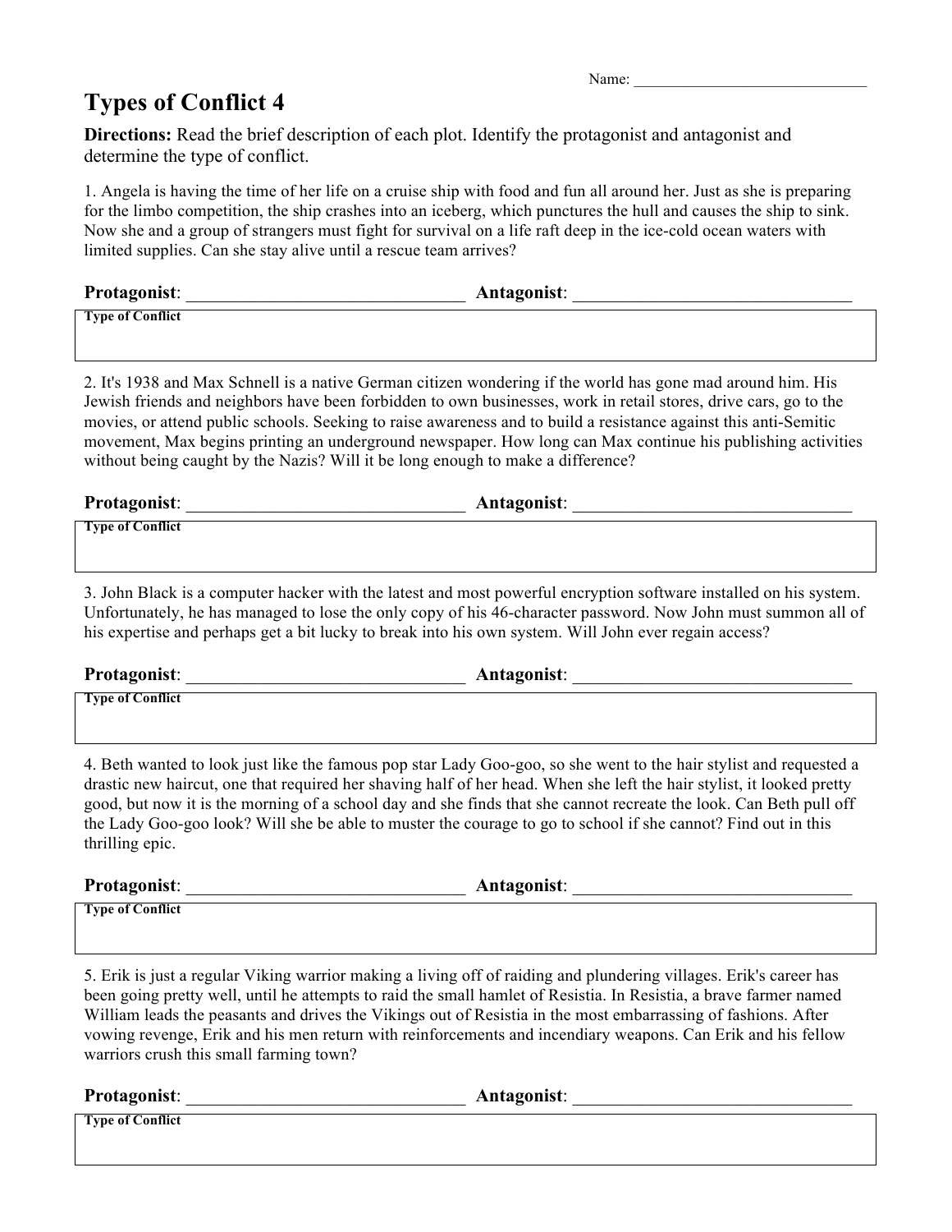Name: ______________________________

# Types of Conflict 4

**Directions:** Read the brief description of each plot. Identify the protagonist and antagonist and determine the type of conflict.

1. Angela is having the time of her life on a cruise ship with food and fun all around her. Just as she is preparing for the limbo competition, the ship crashes into an iceberg, which punctures the hull and causes the ship to sink. Now she and a group of strangers must fight for survival on a life raft deep in the ice-cold ocean waters with limited supplies. Can she stay alive until a rescue team arrives?

**Protagonist**: ______________________________ **Antagonist**: ______________________________

**Type of Conflict**

2. It's 1938 and Max Schnell is a native German citizen wondering if the world has gone mad around him. His Jewish friends and neighbors have been forbidden to own businesses, work in retail stores, drive cars, go to the movies, or attend public schools. Seeking to raise awareness and to build a resistance against this anti-Semitic movement, Max begins printing an underground newspaper. How long can Max continue his publishing activities without being caught by the Nazis? Will it be long enough to make a difference?

**Protagonist**: ______________________________ **Antagonist**: ______________________________

**Type of Conflict**

3. John Black is a computer hacker with the latest and most powerful encryption software installed on his system. Unfortunately, he has managed to lose the only copy of his 46-character password. Now John must summon all of his expertise and perhaps get a bit lucky to break into his own system. Will John ever regain access?

**Protagonist**: ______________________________ **Antagonist**: ______________________________

**Type of Conflict**

4. Beth wanted to look just like the famous pop star Lady Goo-goo, so she went to the hair stylist and requested a drastic new haircut, one that required her shaving half of her head. When she left the hair stylist, it looked pretty good, but now it is the morning of a school day and she finds that she cannot recreate the look. Can Beth pull off the Lady Goo-goo look? Will she be able to muster the courage to go to school if she cannot? Find out in this thrilling epic.

**Protagonist**: ______________________________ **Antagonist**: ______________________________

**Type of Conflict**

5. Erik is just a regular Viking warrior making a living off of raiding and plundering villages. Erik's career has been going pretty well, until he attempts to raid the small hamlet of Resistia. In Resistia, a brave farmer named William leads the peasants and drives the Vikings out of Resistia in the most embarrassing of fashions. After vowing revenge, Erik and his men return with reinforcements and incendiary weapons. Can Erik and his fellow warriors crush this small farming town?

**Protagonist**: ______________________________ **Antagonist**: ______________________________

**Type of Conflict**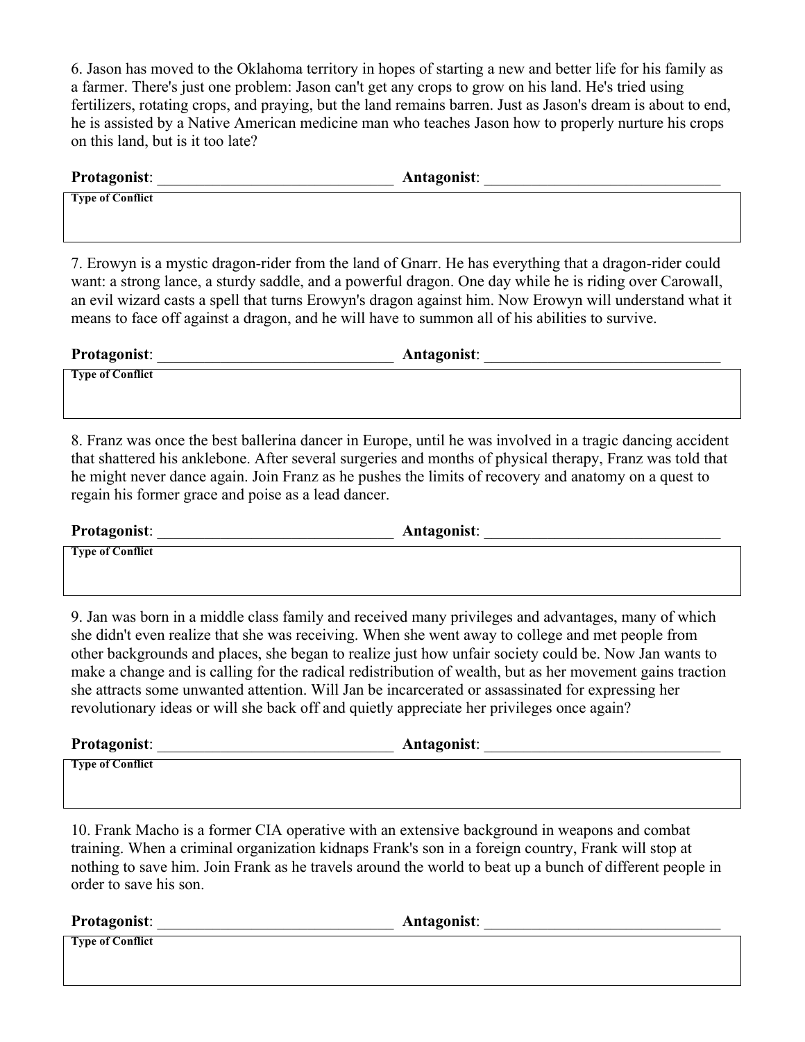6. Jason has moved to the Oklahoma territory in hopes of starting a new and better life for his family as a farmer. There's just one problem: Jason can't get any crops to grow on his land. He's tried using fertilizers, rotating crops, and praying, but the land remains barren. Just as Jason's dream is about to end, he is assisted by a Native American medicine man who teaches Jason how to properly nurture his crops on this land, but is it too late?

**Protagonist**: ______________________________ **Antagonist**: ______________________________

**Type of Conflict**

7. Erowyn is a mystic dragon-rider from the land of Gnarr. He has everything that a dragon-rider could want: a strong lance, a sturdy saddle, and a powerful dragon. One day while he is riding over Carowall, an evil wizard casts a spell that turns Erowyn's dragon against him. Now Erowyn will understand what it means to face off against a dragon, and he will have to summon all of his abilities to survive.

**Protagonist**: ______________________________ **Antagonist**: ______________________________

**Type of Conflict**

8. Franz was once the best ballerina dancer in Europe, until he was involved in a tragic dancing accident that shattered his anklebone. After several surgeries and months of physical therapy, Franz was told that he might never dance again. Join Franz as he pushes the limits of recovery and anatomy on a quest to regain his former grace and poise as a lead dancer.

**Protagonist**: ______________________________ **Antagonist**: ______________________________

**Type of Conflict**

9. Jan was born in a middle class family and received many privileges and advantages, many of which she didn't even realize that she was receiving. When she went away to college and met people from other backgrounds and places, she began to realize just how unfair society could be. Now Jan wants to make a change and is calling for the radical redistribution of wealth, but as her movement gains traction she attracts some unwanted attention. Will Jan be incarcerated or assassinated for expressing her revolutionary ideas or will she back off and quietly appreciate her privileges once again?

**Protagonist**: ______________________________ **Antagonist**: ______________________________

**Type of Conflict**

10. Frank Macho is a former CIA operative with an extensive background in weapons and combat training. When a criminal organization kidnaps Frank's son in a foreign country, Frank will stop at nothing to save him. Join Frank as he travels around the world to beat up a bunch of different people in order to save his son.

**Protagonist**: ______________________________ **Antagonist**: ______________________________

**Type of Conflict**